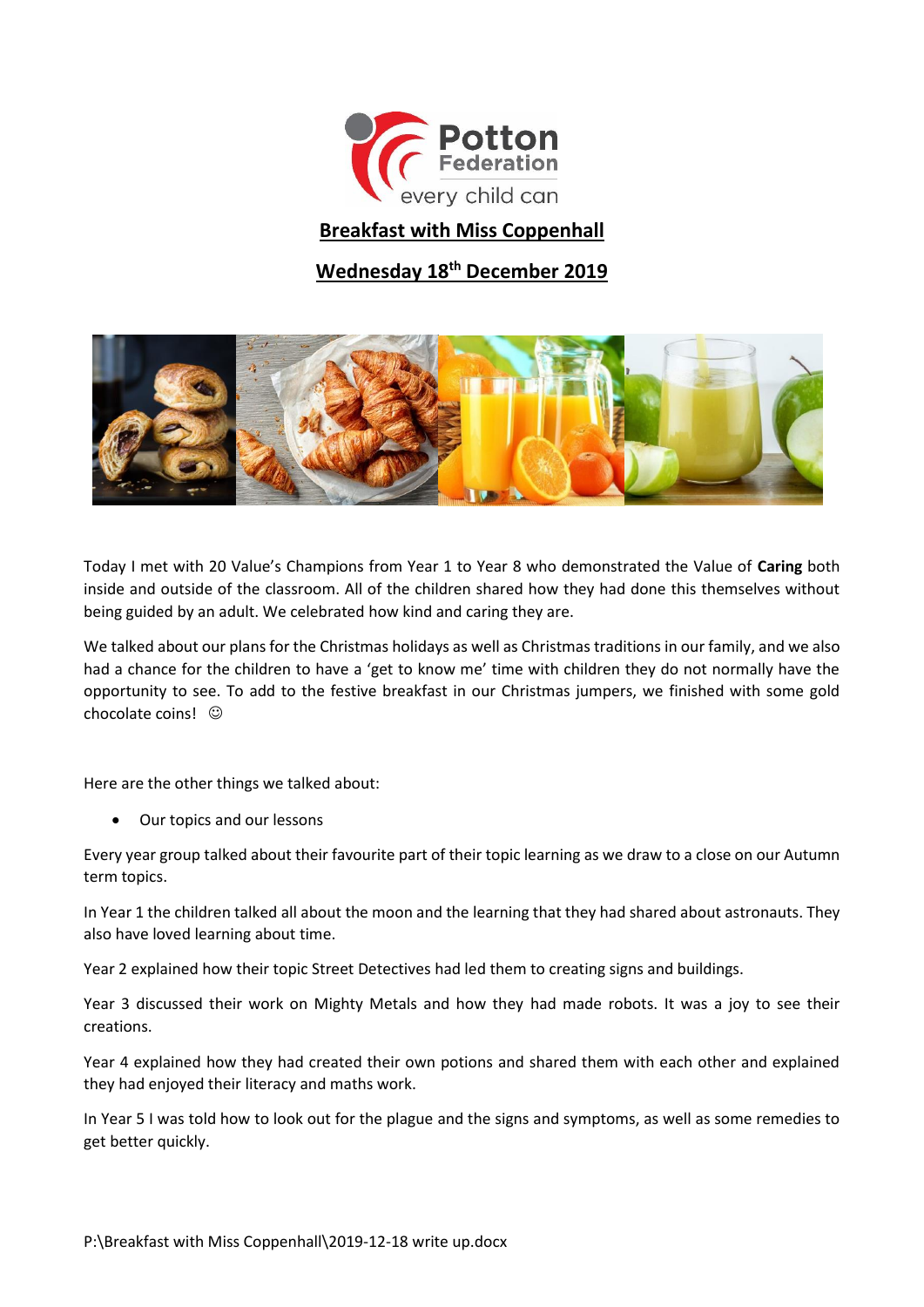Potton Federation

every child can

# Breakfast with Miss Coppenhall

## Wednesday 18th December 2019

Today I met with 20 Value's Champions from Year 1 to Year 8 who demonstrated the Value of **Caring** both inside and outside of the classroom. All of the children shared how they had done this themselves without being guided by an adult. We celebrated how kind and caring they are.

We talked about our plans for the Christmas holidays as well as Christmas traditions in our family, and we also had a chance for the children to have a 'get to know me' time with children they do not normally have the opportunity to see. To add to the festive breakfast in our Christmas jumpers, we finished with some gold chocolate coins! ☺

Here are the other things we talked about:

- Our topics and our lessons

Every year group talked about their favourite part of their topic learning as we draw to a close on our Autumn term topics.

In Year 1 the children talked all about the moon and the learning that they had shared about astronauts. They also have loved learning about time.

Year 2 explained how their topic Street Detectives had led them to creating signs and buildings.

Year 3 discussed their work on Mighty Metals and how they had made robots. It was a joy to see their creations.

Year 4 explained how they had created their own potions and shared them with each other and explained they had enjoyed their literacy and maths work.

In Year 5 I was told how to look out for the plague and the signs and symptoms, as well as some remedies to get better quickly.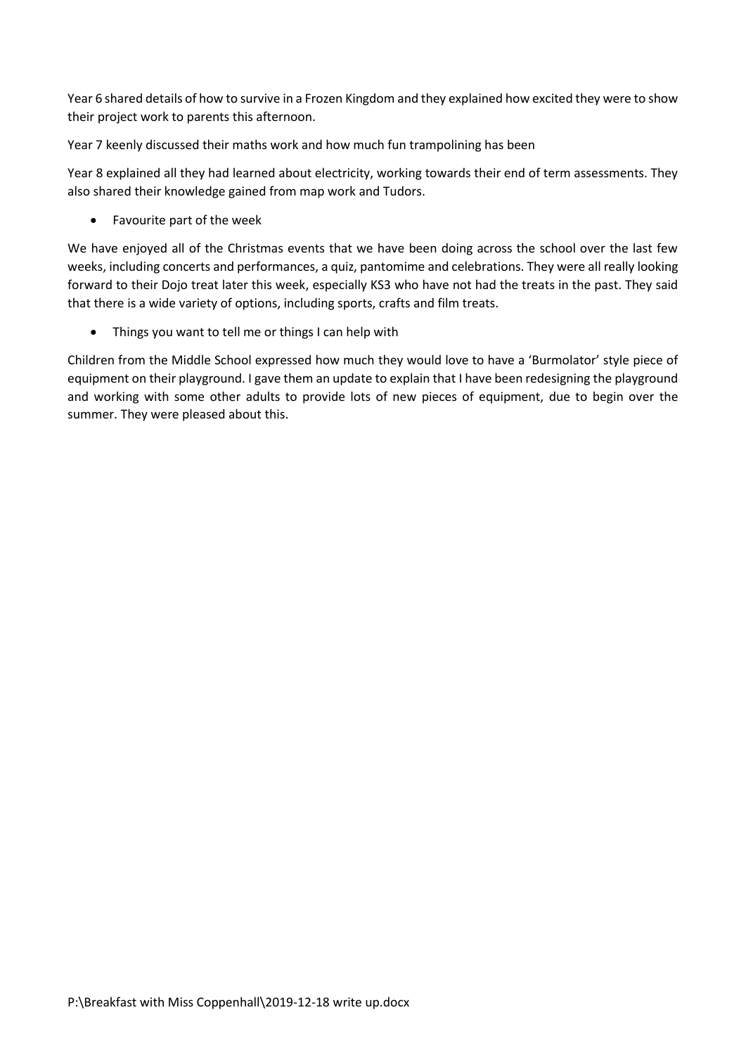Year 6 shared details of how to survive in a Frozen Kingdom and they explained how excited they were to show their project work to parents this afternoon.

Year 7 keenly discussed their maths work and how much fun trampolining has been

Year 8 explained all they had learned about electricity, working towards their end of term assessments. They also shared their knowledge gained from map work and Tudors.

- Favourite part of the week

We have enjoyed all of the Christmas events that we have been doing across the school over the last few weeks, including concerts and performances, a quiz, pantomime and celebrations. They were all really looking forward to their Dojo treat later this week, especially KS3 who have not had the treats in the past. They said that there is a wide variety of options, including sports, crafts and film treats.

- Things you want to tell me or things I can help with

Children from the Middle School expressed how much they would love to have a 'Burmolator' style piece of equipment on their playground. I gave them an update to explain that I have been redesigning the playground and working with some other adults to provide lots of new pieces of equipment, due to begin over the summer. They were pleased about this.

P:\Breakfast with Miss Coppenhall\2019-12-18 write up.docx